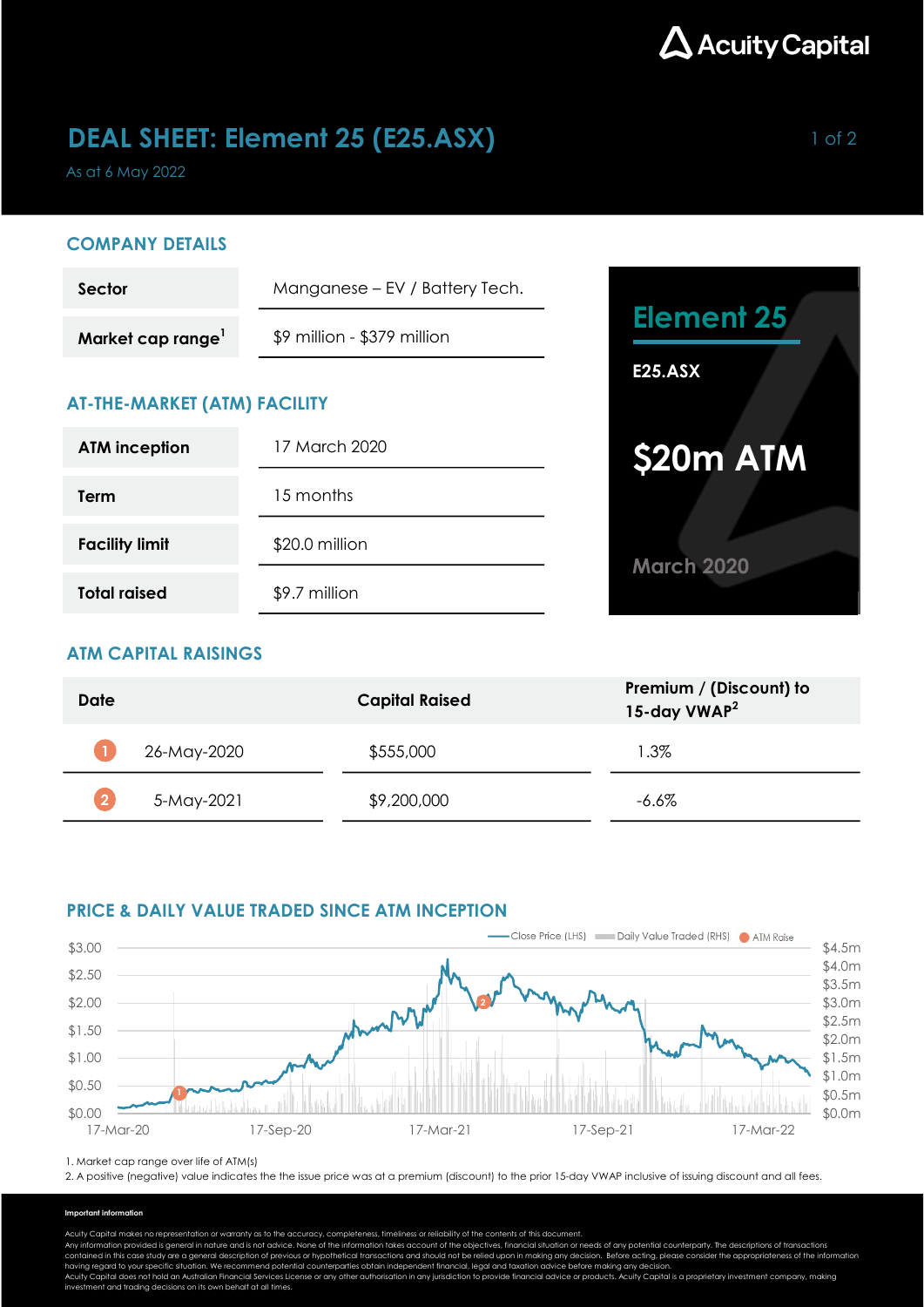Acuity Capital

# DEAL SHEET: Element 25 (E25.ASX)

As at 6 May 2022

## COMPANY DETAILS

| | |
|---|---|
| **Sector** | Manganese – EV / Battery Tech. |
| **Market cap range**[1] | $9 million - $379 million |

## AT-THE-MARKET (ATM) FACILITY

| | |
|---|---|
| **ATM inception** | 17 March 2020 |
| **Term** | 15 months |
| **Facility limit** | $20.0 million |
| **Total raised** | $9.7 million |

**Element 25**

**E25.ASX**

**$20m ATM**

**March 2020**

## ATM CAPITAL RAISINGS

| Date | Capital Raised | Premium / (Discount) to 15-day VWAP[2] |
|---|---|---|
| 1 26-May-2020 | $555,000 | 1.3% |
| 2 5-May-2021 | $9,200,000 | -6.6% |

## PRICE & DAILY VALUE TRADED SINCE ATM INCEPTION

1. Market cap range over life of ATM(s)
2. A positive (negative) value indicates the the issue price was at a premium (discount) to the prior 15-day VWAP inclusive of issuing discount and all fees.

**Important information**

Acuity Capital makes no representation or warranty as to the accuracy, completeness, timeliness or reliability of the contents of this document.
Any information provided is general in nature and is not advice. None of the information takes account of the objectives, financial situation or needs of any potential counterparty. The descriptions of transactions contained in this case study are a general description of previous or hypothetical transactions and should not be relied upon in making any decision. Before acting, please consider the appropriateness of the information having regard to your specific situation. We recommend potential counterparties obtain independent financial, legal and taxation advice before making any decision.
Acuity Capital does not hold an Australian Financial Services License or any other authorisation in any jurisdiction to provide financial advice or products. Acuity Capital is a proprietary investment company, making investment and trading decisions on its own behalf at all times.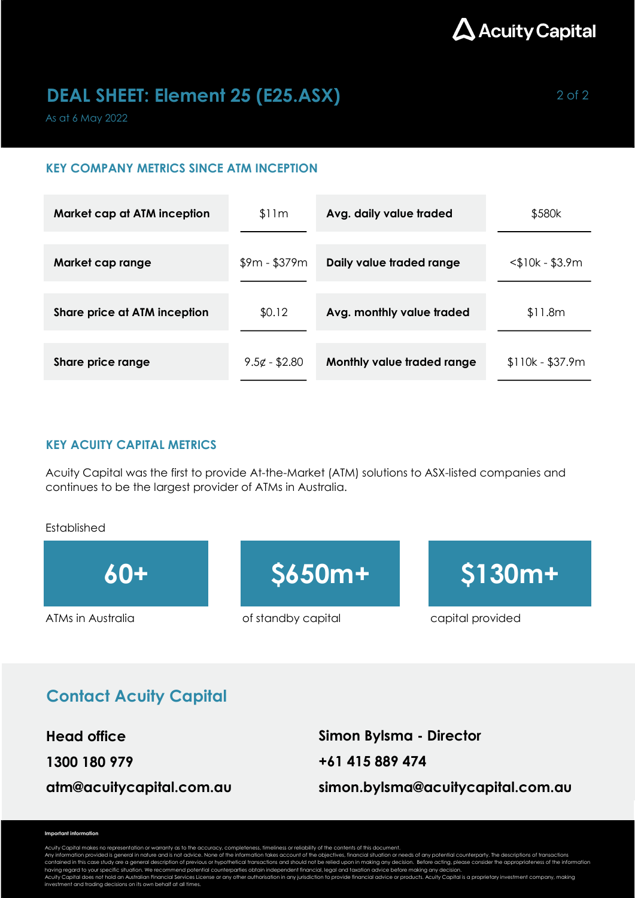Acuity Capital

# DEAL SHEET: Element 25 (E25.ASX)

As at 6 May 2022

## KEY COMPANY METRICS SINCE ATM INCEPTION

| | | | |
|---|---|---|---|
| **Market cap at ATM inception** | $11m | **Avg. daily value traded** | $580k |
| **Market cap range** | $9m - $379m | **Daily value traded range** | <$10k - $3.9m |
| **Share price at ATM inception** | $0.12 | **Avg. monthly value traded** | $11.8m |
| **Share price range** | 9.5¢ - $2.80 | **Monthly value traded range** | $110k - $37.9m |

## KEY ACUITY CAPITAL METRICS

Acuity Capital was the first to provide At-the-Market (ATM) solutions to ASX-listed companies and continues to be the largest provider of ATMs in Australia.

Established

**60+**
ATMs in Australia

**$650m+**
of standby capital

**$130m+**
capital provided

## Contact Acuity Capital

**Head office**
**1300 180 979**
**atm@acuitycapital.com.au**

**Simon Bylsma - Director**
**+61 415 889 474**
**simon.bylsma@acuitycapital.com.au**

**Important information**

Acuity Capital makes no representation or warranty as to the accuracy, completeness, timeliness or reliability of the contents of this document.
Any information provided is general in nature and is not advice. None of the information takes account of the objectives, financial situation or needs of any potential counterparty. The descriptions of transactions contained in this case study are a general description of previous or hypothetical transactions and should not be relied upon in making any decision. Before acting, please consider the appropriateness of the information having regard to your specific situation. We recommend potential counterparties obtain independent financial, legal and taxation advice before making any decision.
Acuity Capital does not hold an Australian Financial Services License or any other authorisation in any jurisdiction to provide financial advice or products. Acuity Capital is a proprietary investment company, making investment and trading decisions on its own behalf at all times.